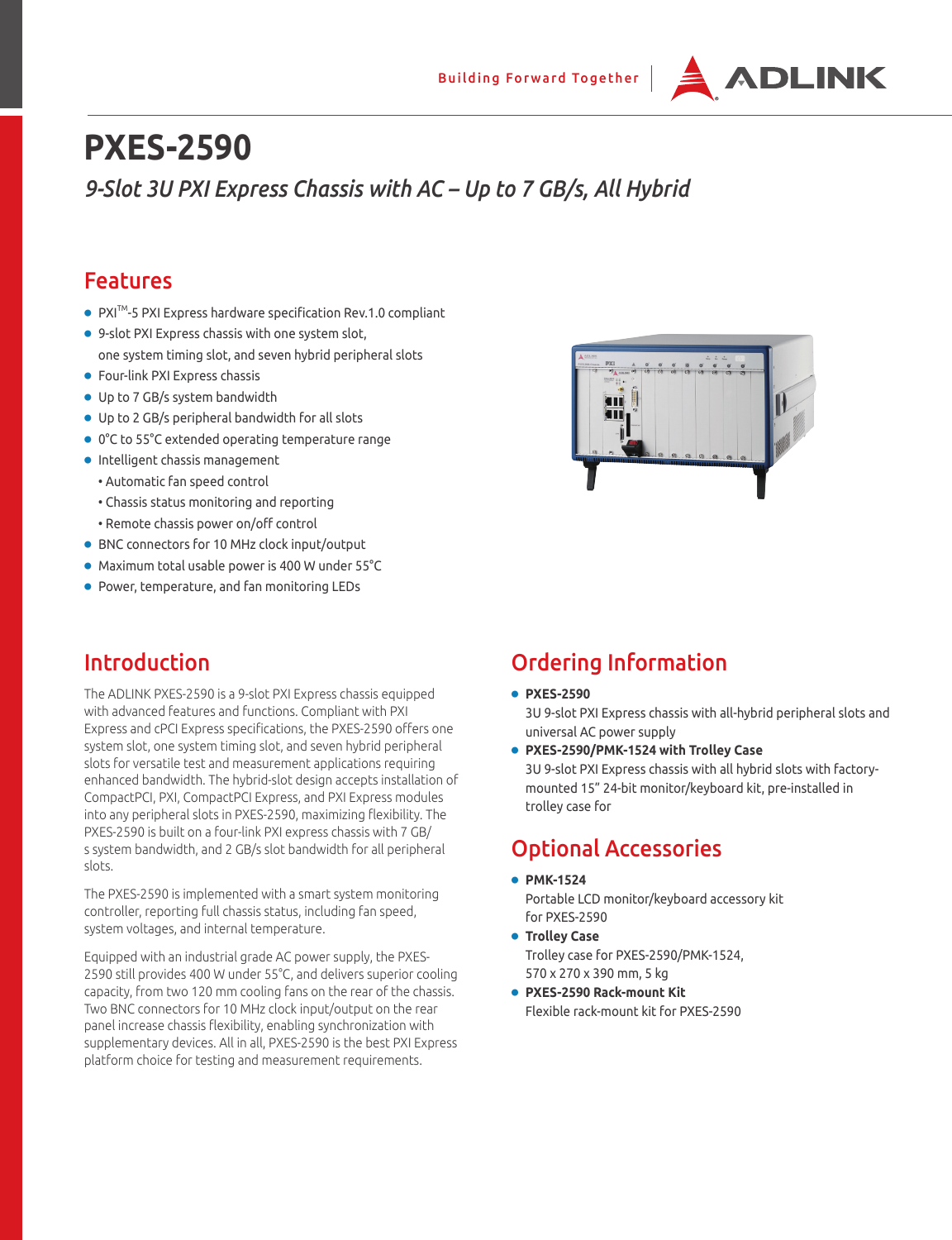# PXES-2590

*9-Slot 3U PXI Express Chassis with AC – Up to 7 GB/s, All Hybrid*

## Features

- PXI™-5 PXI Express hardware specification Rev.1.0 compliant
- 9-slot PXI Express chassis with one system slot, one system timing slot, and seven hybrid peripheral slots
- Four-link PXI Express chassis
- Up to 7 GB/s system bandwidth
- Up to 2 GB/s peripheral bandwidth for all slots
- 0°C to 55°C extended operating temperature range
- Intelligent chassis management
  - Automatic fan speed control
  - Chassis status monitoring and reporting
  - Remote chassis power on/off control
- BNC connectors for 10 MHz clock input/output
- Maximum total usable power is 400 W under 55°C
- Power, temperature, and fan monitoring LEDs

## Introduction

The ADLINK PXES-2590 is a 9-slot PXI Express chassis equipped with advanced features and functions. Compliant with PXI Express and cPCI Express specifications, the PXES-2590 offers one system slot, one system timing slot, and seven hybrid peripheral slots for versatile test and measurement applications requiring enhanced bandwidth. The hybrid-slot design accepts installation of CompactPCI, PXI, CompactPCI Express, and PXI Express modules into any peripheral slots in PXES-2590, maximizing flexibility. The PXES-2590 is built on a four-link PXI express chassis with 7 GB/s system bandwidth, and 2 GB/s slot bandwidth for all peripheral slots.

The PXES-2590 is implemented with a smart system monitoring controller, reporting full chassis status, including fan speed, system voltages, and internal temperature.

Equipped with an industrial grade AC power supply, the PXES-2590 still provides 400 W under 55°C, and delivers superior cooling capacity, from two 120 mm cooling fans on the rear of the chassis. Two BNC connectors for 10 MHz clock input/output on the rear panel increase chassis flexibility, enabling synchronization with supplementary devices. All in all, PXES-2590 is the best PXI Express platform choice for testing and measurement requirements.

## Ordering Information

- **PXES-2590**  
  3U 9-slot PXI Express chassis with all-hybrid peripheral slots and universal AC power supply
- **PXES-2590/PMK-1524 with Trolley Case**  
  3U 9-slot PXI Express chassis with all hybrid slots with factory-mounted 15" 24-bit monitor/keyboard kit, pre-installed in trolley case for

## Optional Accessories

- **PMK-1524**  
  Portable LCD monitor/keyboard accessory kit for PXES-2590
- **Trolley Case**  
  Trolley case for PXES-2590/PMK-1524, 570 x 270 x 390 mm, 5 kg
- **PXES-2590 Rack-mount Kit**  
  Flexible rack-mount kit for PXES-2590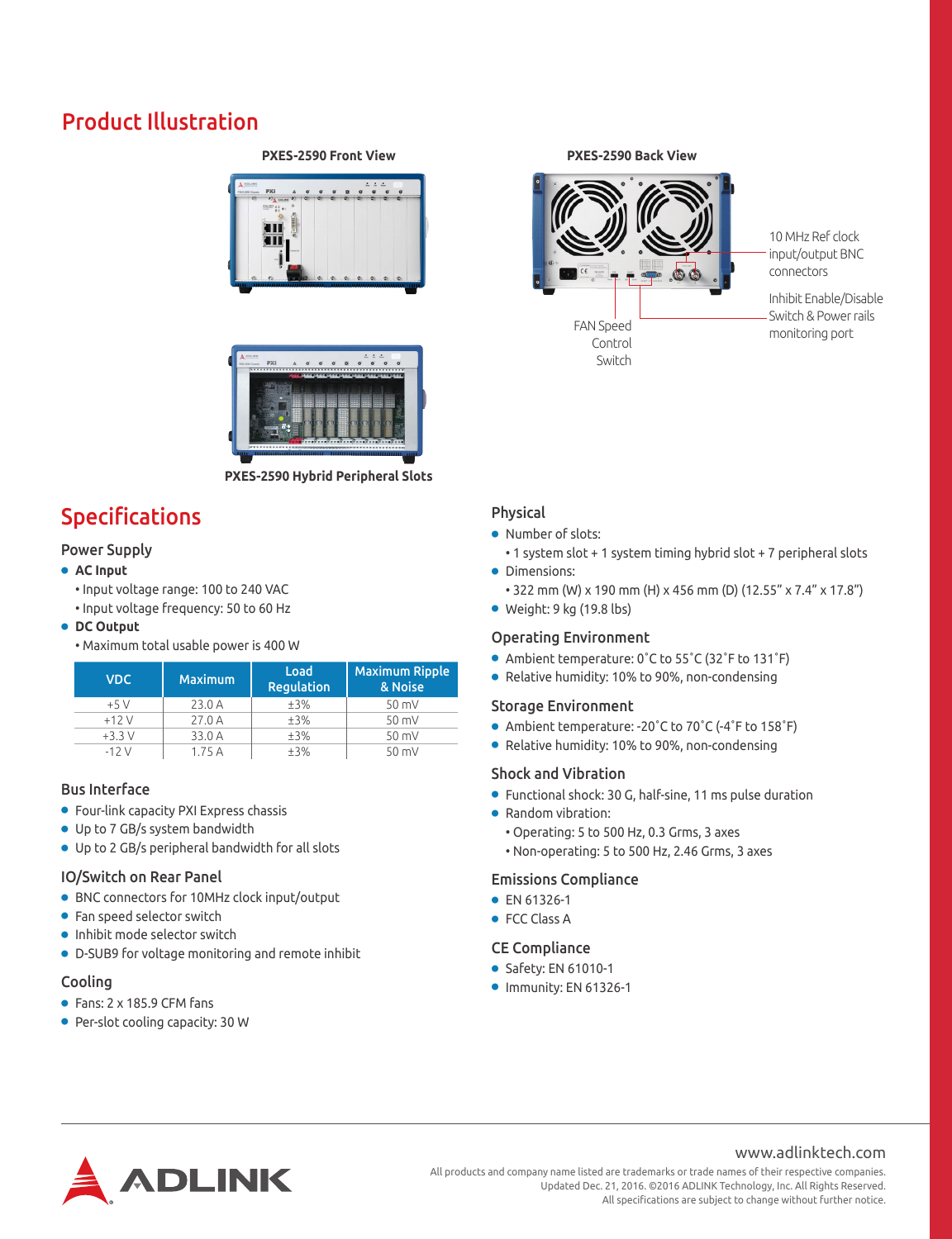# Product Illustration

**PXES-2590 Front View**

**PXES-2590 Back View**

10 MHz Ref clock input/output BNC connectors

Inhibit Enable/Disable Switch & Power rails monitoring port

FAN Speed Control Switch

**PXES-2590 Hybrid Peripheral Slots**

# Specifications

## Power Supply

- **AC Input**
  - Input voltage range: 100 to 240 VAC
  - Input voltage frequency: 50 to 60 Hz
- **DC Output**
  - Maximum total usable power is 400 W

| VDC | Maximum | Load Regulation | Maximum Ripple & Noise |
|---|---|---|---|
| +5 V | 23.0 A | ±3% | 50 mV |
| +12 V | 27.0 A | ±3% | 50 mV |
| +3.3 V | 33.0 A | ±3% | 50 mV |
| -12 V | 1.75 A | ±3% | 50 mV |

## Bus Interface

- Four-link capacity PXI Express chassis
- Up to 7 GB/s system bandwidth
- Up to 2 GB/s peripheral bandwidth for all slots

## IO/Switch on Rear Panel

- BNC connectors for 10MHz clock input/output
- Fan speed selector switch
- Inhibit mode selector switch
- D-SUB9 for voltage monitoring and remote inhibit

## Cooling

- Fans: 2 x 185.9 CFM fans
- Per-slot cooling capacity: 30 W

## Physical

- Number of slots:
  - 1 system slot + 1 system timing hybrid slot + 7 peripheral slots
- Dimensions:
  - 322 mm (W) x 190 mm (H) x 456 mm (D) (12.55" x 7.4" x 17.8")
- Weight: 9 kg (19.8 lbs)

## Operating Environment

- Ambient temperature: 0˚C to 55˚C (32˚F to 131˚F)
- Relative humidity: 10% to 90%, non-condensing

## Storage Environment

- Ambient temperature: -20˚C to 70˚C (-4˚F to 158˚F)
- Relative humidity: 10% to 90%, non-condensing

## Shock and Vibration

- Functional shock: 30 G, half-sine, 11 ms pulse duration
- Random vibration:
  - Operating: 5 to 500 Hz, 0.3 Grms, 3 axes
  - Non-operating: 5 to 500 Hz, 2.46 Grms, 3 axes

## Emissions Compliance

- EN 61326-1
- FCC Class A

## CE Compliance

- Safety: EN 61010-1
- Immunity: EN 61326-1

www.adlinktech.com

All products and company name listed are trademarks or trade names of their respective companies.
Updated Dec. 21, 2016. ©2016 ADLINK Technology, Inc. All Rights Reserved.
All specifications are subject to change without further notice.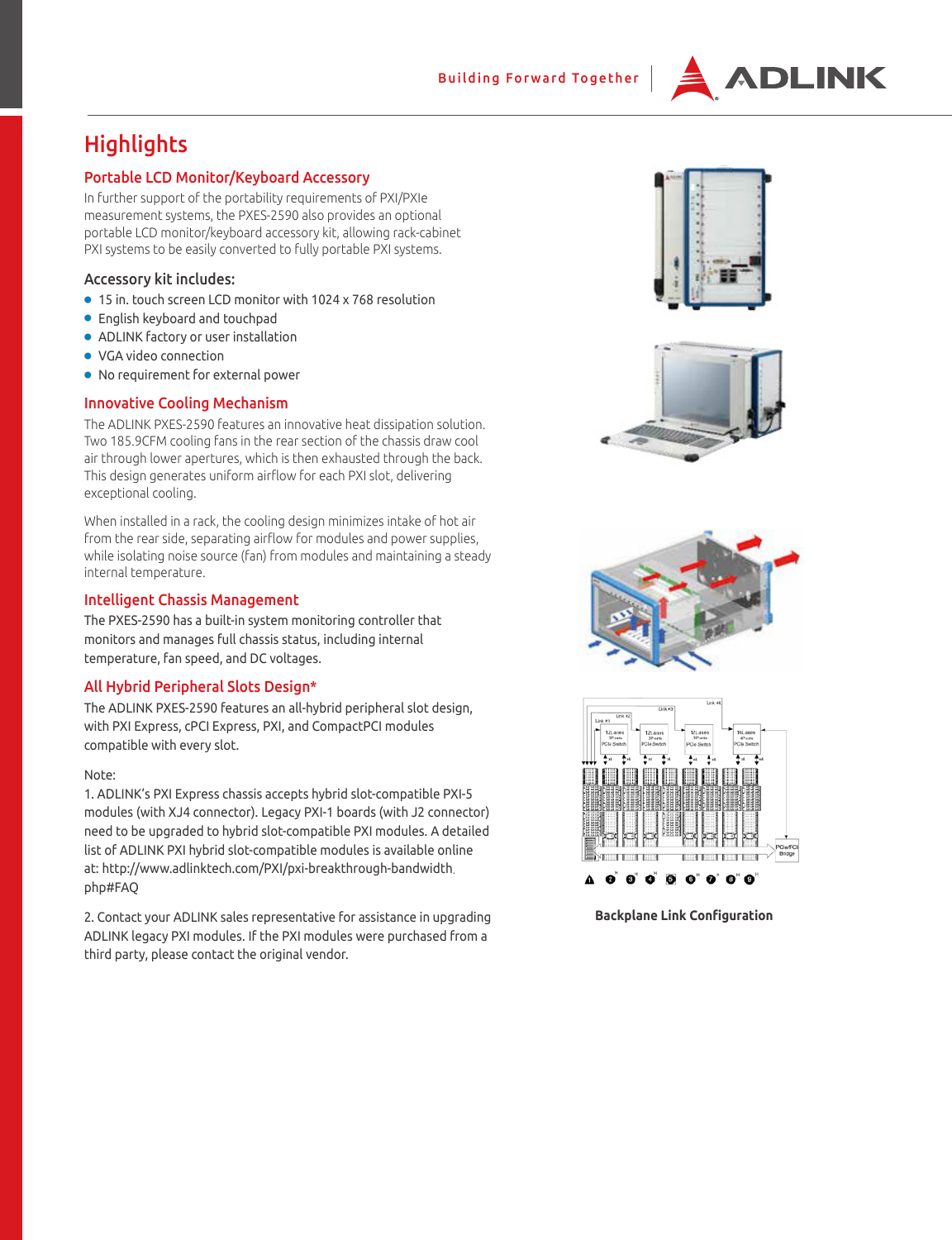# Highlights

## Portable LCD Monitor/Keyboard Accessory

In further support of the portability requirements of PXI/PXIe measurement systems, the PXES-2590 also provides an optional portable LCD monitor/keyboard accessory kit, allowing rack-cabinet PXI systems to be easily converted to fully portable PXI systems.

### Accessory kit includes:

- 15 in. touch screen LCD monitor with 1024 x 768 resolution
- English keyboard and touchpad
- ADLINK factory or user installation
- VGA video connection
- No requirement for external power

## Innovative Cooling Mechanism

The ADLINK PXES-2590 features an innovative heat dissipation solution. Two 185.9CFM cooling fans in the rear section of the chassis draw cool air through lower apertures, which is then exhausted through the back. This design generates uniform airflow for each PXI slot, delivering exceptional cooling.

When installed in a rack, the cooling design minimizes intake of hot air from the rear side, separating airflow for modules and power supplies, while isolating noise source (fan) from modules and maintaining a steady internal temperature.

## Intelligent Chassis Management

The PXES-2590 has a built-in system monitoring controller that monitors and manages full chassis status, including internal temperature, fan speed, and DC voltages.

## All Hybrid Peripheral Slots Design*

The ADLINK PXES-2590 features an all-hybrid peripheral slot design, with PXI Express, cPCI Express, PXI, and CompactPCI modules compatible with every slot.

Note:

1. ADLINK's PXI Express chassis accepts hybrid slot-compatible PXI-5 modules (with XJ4 connector). Legacy PXI-1 boards (with J2 connector) need to be upgraded to hybrid slot-compatible PXI modules. A detailed list of ADLINK PXI hybrid slot-compatible modules is available online at: http://www.adlinktech.com/PXI/pxi-breakthrough-bandwidth.php#FAQ

2. Contact your ADLINK sales representative for assistance in upgrading ADLINK legacy PXI modules. If the PXI modules were purchased from a third party, please contact the original vendor.

**Backplane Link Configuration**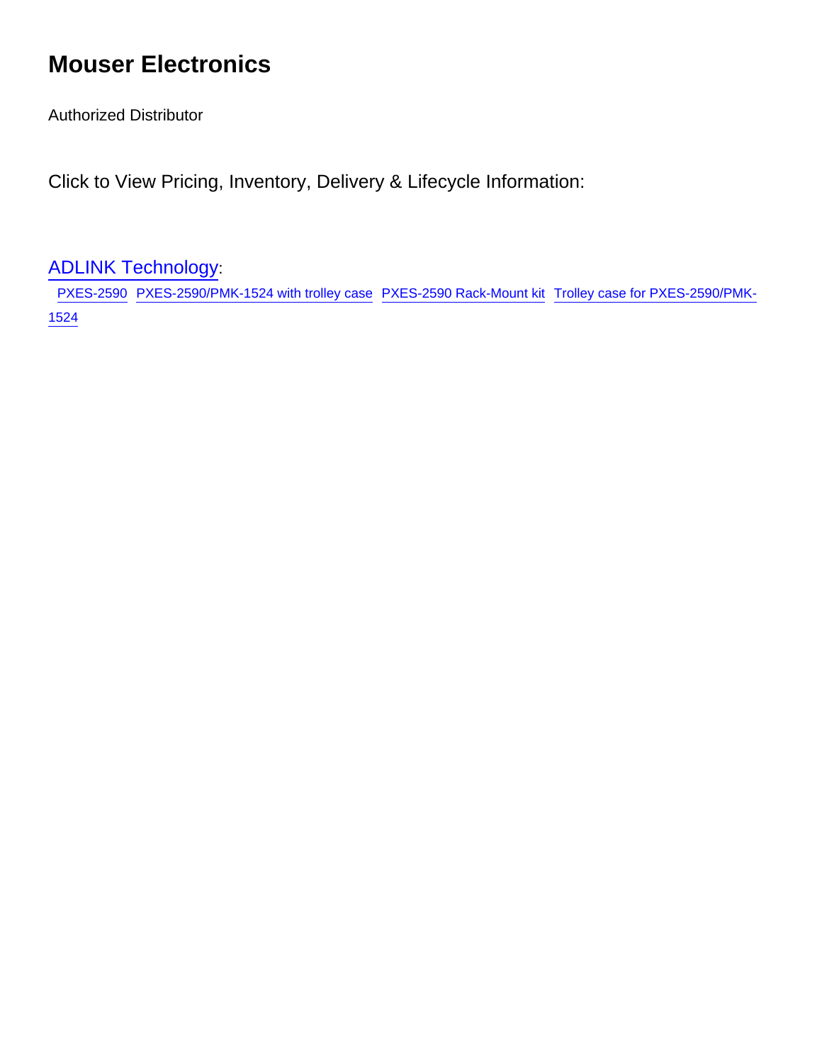# Mouser Electronics

Authorized Distributor

Click to View Pricing, Inventory, Delivery & Lifecycle Information:

ADLINK Technology:

PXES-2590 PXES-2590/PMK-1524 with trolley case PXES-2590 Rack-Mount kit Trolley case for PXES-2590/PMK-1524